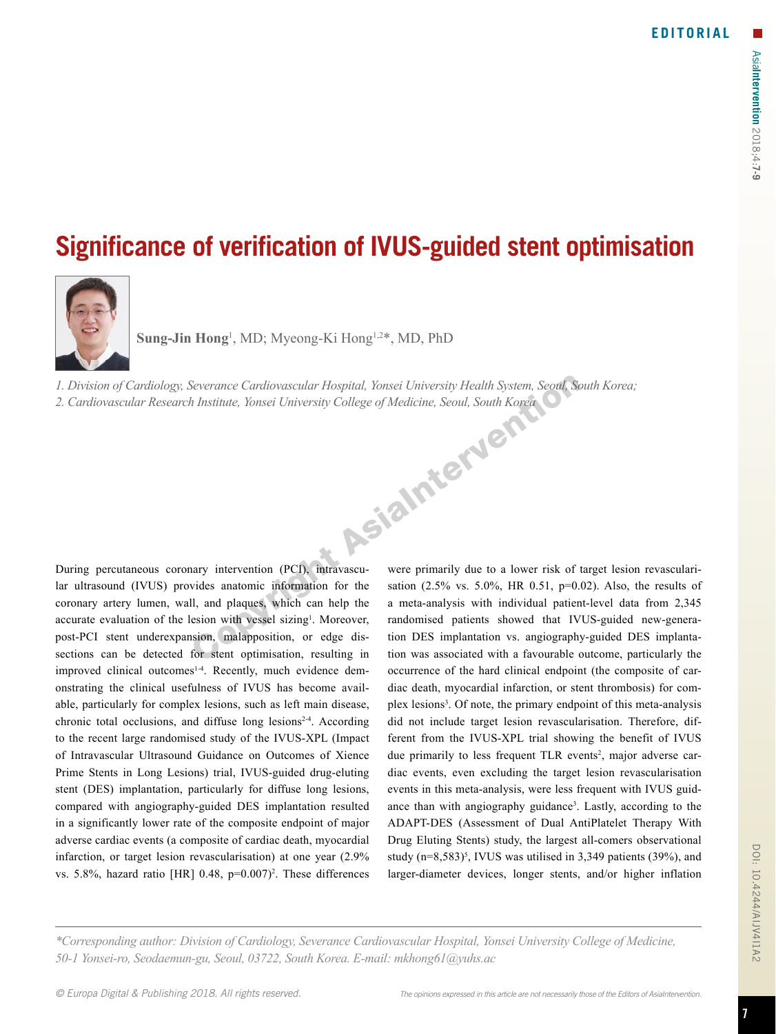EDITORIAL

# Significance of verification of IVUS-guided stent optimisation

**Sung-Jin Hong**[1], MD; Myeong-Ki Hong[1,2]*, MD, PhD

*1. Division of Cardiology, Severance Cardiovascular Hospital, Yonsei University Health System, Seoul, South Korea;*
*2. Cardiovascular Research Institute, Yonsei University College of Medicine, Seoul, South Korea*

During percutaneous coronary intervention (PCI), intravascular ultrasound (IVUS) provides anatomic information for the coronary artery lumen, wall, and plaques, which can help the accurate evaluation of the lesion with vessel sizing[1]. Moreover, post-PCI stent underexpansion, malapposition, or edge dissections can be detected for stent optimisation, resulting in improved clinical outcomes[1-4]. Recently, much evidence demonstrating the clinical usefulness of IVUS has become available, particularly for complex lesions, such as left main disease, chronic total occlusions, and diffuse long lesions[2-4]. According to the recent large randomised study of the IVUS-XPL (Impact of Intravascular Ultrasound Guidance on Outcomes of Xience Prime Stents in Long Lesions) trial, IVUS-guided drug-eluting stent (DES) implantation, particularly for diffuse long lesions, compared with angiography-guided DES implantation resulted in a significantly lower rate of the composite endpoint of major adverse cardiac events (a composite of cardiac death, myocardial infarction, or target lesion revascularisation) at one year (2.9% vs. 5.8%, hazard ratio [HR] 0.48, p=0.007)[2]. These differences were primarily due to a lower risk of target lesion revascularisation (2.5% vs. 5.0%, HR 0.51, p=0.02). Also, the results of a meta-analysis with individual patient-level data from 2,345 randomised patients showed that IVUS-guided new-generation DES implantation vs. angiography-guided DES implantation was associated with a favourable outcome, particularly the occurrence of the hard clinical endpoint (the composite of cardiac death, myocardial infarction, or stent thrombosis) for complex lesions[3]. Of note, the primary endpoint of this meta-analysis did not include target lesion revascularisation. Therefore, different from the IVUS-XPL trial showing the benefit of IVUS due primarily to less frequent TLR events[2], major adverse cardiac events, even excluding the target lesion revascularisation events in this meta-analysis, were less frequent with IVUS guidance than with angiography guidance[3]. Lastly, according to the ADAPT-DES (Assessment of Dual AntiPlatelet Therapy With Drug Eluting Stents) study, the largest all-comers observational study (n=8,583)[5], IVUS was utilised in 3,349 patients (39%), and larger-diameter devices, longer stents, and/or higher inflation

*\*Corresponding author: Division of Cardiology, Severance Cardiovascular Hospital, Yonsei University College of Medicine, 50-1 Yonsei-ro, Seodaemun-gu, Seoul, 03722, South Korea. E-mail: mkhong61@yuhs.ac*

© Europa Digital & Publishing 2018. All rights reserved.

The opinions expressed in this article are not necessarily those of the Editors of AsiaIntervention.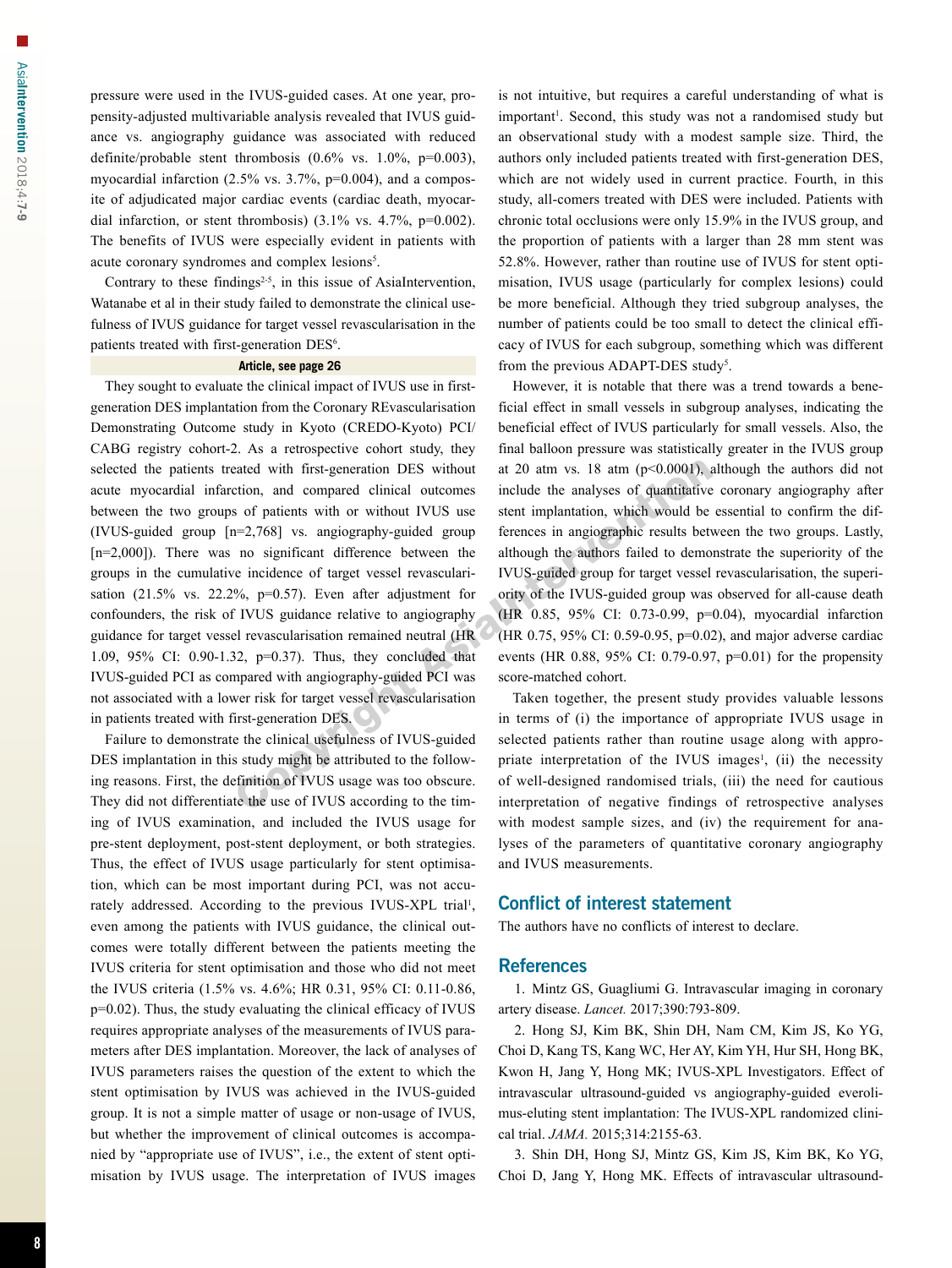pressure were used in the IVUS-guided cases. At one year, propensity-adjusted multivariable analysis revealed that IVUS guidance vs. angiography guidance was associated with reduced definite/probable stent thrombosis (0.6% vs. 1.0%, p=0.003), myocardial infarction (2.5% vs. 3.7%, p=0.004), and a composite of adjudicated major cardiac events (cardiac death, myocardial infarction, or stent thrombosis) (3.1% vs. 4.7%, p=0.002). The benefits of IVUS were especially evident in patients with acute coronary syndromes and complex lesions[5].

Contrary to these findings[2-5], in this issue of AsiaIntervention, Watanabe et al in their study failed to demonstrate the clinical usefulness of IVUS guidance for target vessel revascularisation in the patients treated with first-generation DES[6].

**Article, see page 26**

They sought to evaluate the clinical impact of IVUS use in first-generation DES implantation from the Coronary REvascularisation Demonstrating Outcome study in Kyoto (CREDO-Kyoto) PCI/CABG registry cohort-2. As a retrospective cohort study, they selected the patients treated with first-generation DES without acute myocardial infarction, and compared clinical outcomes between the two groups of patients with or without IVUS use (IVUS-guided group [n=2,768] vs. angiography-guided group [n=2,000]). There was no significant difference between the groups in the cumulative incidence of target vessel revascularisation (21.5% vs. 22.2%, p=0.57). Even after adjustment for confounders, the risk of IVUS guidance relative to angiography guidance for target vessel revascularisation remained neutral (HR 1.09, 95% CI: 0.90-1.32, p=0.37). Thus, they concluded that IVUS-guided PCI as compared with angiography-guided PCI was not associated with a lower risk for target vessel revascularisation in patients treated with first-generation DES.

Failure to demonstrate the clinical usefulness of IVUS-guided DES implantation in this study might be attributed to the following reasons. First, the definition of IVUS usage was too obscure. They did not differentiate the use of IVUS according to the timing of IVUS examination, and included the IVUS usage for pre-stent deployment, post-stent deployment, or both strategies. Thus, the effect of IVUS usage particularly for stent optimisation, which can be most important during PCI, was not accurately addressed. According to the previous IVUS-XPL trial[1], even among the patients with IVUS guidance, the clinical outcomes were totally different between the patients meeting the IVUS criteria for stent optimisation and those who did not meet the IVUS criteria (1.5% vs. 4.6%; HR 0.31, 95% CI: 0.11-0.86, p=0.02). Thus, the study evaluating the clinical efficacy of IVUS requires appropriate analyses of the measurements of IVUS parameters after DES implantation. Moreover, the lack of analyses of IVUS parameters raises the question of the extent to which the stent optimisation by IVUS was achieved in the IVUS-guided group. It is not a simple matter of usage or non-usage of IVUS, but whether the improvement of clinical outcomes is accompanied by "appropriate use of IVUS", i.e., the extent of stent optimisation by IVUS usage. The interpretation of IVUS images is not intuitive, but requires a careful understanding of what is important[1]. Second, this study was not a randomised study but an observational study with a modest sample size. Third, the authors only included patients treated with first-generation DES, which are not widely used in current practice. Fourth, in this study, all-comers treated with DES were included. Patients with chronic total occlusions were only 15.9% in the IVUS group, and the proportion of patients with a larger than 28 mm stent was 52.8%. However, rather than routine use of IVUS for stent optimisation, IVUS usage (particularly for complex lesions) could be more beneficial. Although they tried subgroup analyses, the number of patients could be too small to detect the clinical efficacy of IVUS for each subgroup, something which was different from the previous ADAPT-DES study[5].

However, it is notable that there was a trend towards a beneficial effect in small vessels in subgroup analyses, indicating the beneficial effect of IVUS particularly for small vessels. Also, the final balloon pressure was statistically greater in the IVUS group at 20 atm vs. 18 atm (p<0.0001), although the authors did not include the analyses of quantitative coronary angiography after stent implantation, which would be essential to confirm the differences in angiographic results between the two groups. Lastly, although the authors failed to demonstrate the superiority of the IVUS-guided group for target vessel revascularisation, the superiority of the IVUS-guided group was observed for all-cause death (HR 0.85, 95% CI: 0.73-0.99, p=0.04), myocardial infarction (HR 0.75, 95% CI: 0.59-0.95, p=0.02), and major adverse cardiac events (HR 0.88, 95% CI: 0.79-0.97, p=0.01) for the propensity score-matched cohort.

Taken together, the present study provides valuable lessons in terms of (i) the importance of appropriate IVUS usage in selected patients rather than routine usage along with appropriate interpretation of the IVUS images[1], (ii) the necessity of well-designed randomised trials, (iii) the need for cautious interpretation of negative findings of retrospective analyses with modest sample sizes, and (iv) the requirement for analyses of the parameters of quantitative coronary angiography and IVUS measurements.

## Conflict of interest statement

The authors have no conflicts of interest to declare.

## References

1. Mintz GS, Guagliumi G. Intravascular imaging in coronary artery disease. *Lancet.* 2017;390:793-809.

2. Hong SJ, Kim BK, Shin DH, Nam CM, Kim JS, Ko YG, Choi D, Kang TS, Kang WC, Her AY, Kim YH, Hur SH, Hong BK, Kwon H, Jang Y, Hong MK; IVUS-XPL Investigators. Effect of intravascular ultrasound-guided vs angiography-guided everolimus-eluting stent implantation: The IVUS-XPL randomized clinical trial. *JAMA.* 2015;314:2155-63.

3. Shin DH, Hong SJ, Mintz GS, Kim JS, Kim BK, Ko YG, Choi D, Jang Y, Hong MK. Effects of intravascular ultrasound-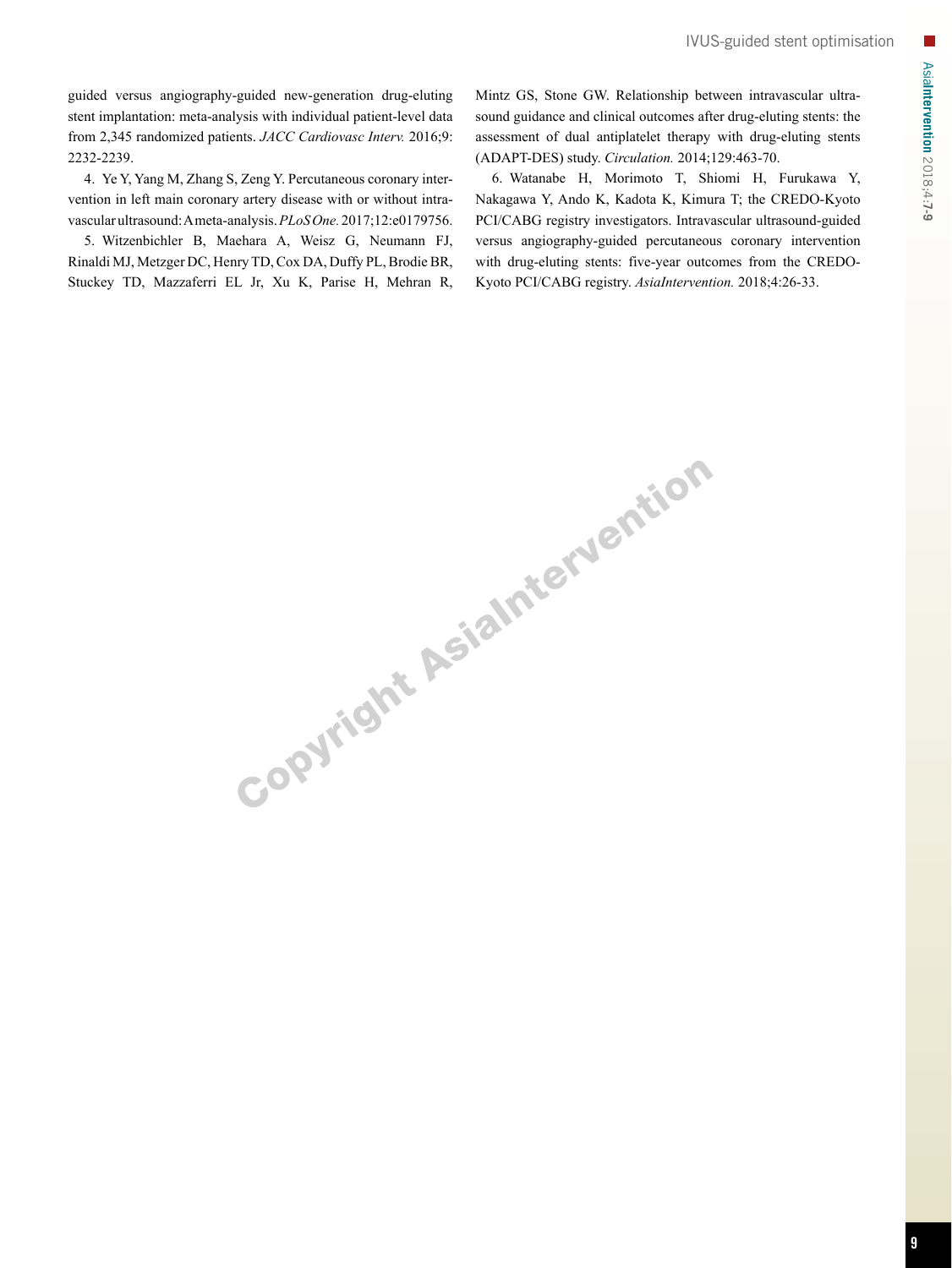guided versus angiography-guided new-generation drug-eluting stent implantation: meta-analysis with individual patient-level data from 2,345 randomized patients. *JACC Cardiovasc Interv.* 2016;9:2232-2239.

4. Ye Y, Yang M, Zhang S, Zeng Y. Percutaneous coronary intervention in left main coronary artery disease with or without intravascular ultrasound: A meta-analysis. *PLoS One.* 2017;12:e0179756.

5. Witzenbichler B, Maehara A, Weisz G, Neumann FJ, Rinaldi MJ, Metzger DC, Henry TD, Cox DA, Duffy PL, Brodie BR, Stuckey TD, Mazzaferri EL Jr, Xu K, Parise H, Mehran R, Mintz GS, Stone GW. Relationship between intravascular ultrasound guidance and clinical outcomes after drug-eluting stents: the assessment of dual antiplatelet therapy with drug-eluting stents (ADAPT-DES) study. *Circulation.* 2014;129:463-70.

6. Watanabe H, Morimoto T, Shiomi H, Furukawa Y, Nakagawa Y, Ando K, Kadota K, Kimura T; the CREDO-Kyoto PCI/CABG registry investigators. Intravascular ultrasound-guided versus angiography-guided percutaneous coronary intervention with drug-eluting stents: five-year outcomes from the CREDO-Kyoto PCI/CABG registry. *AsiaIntervention.* 2018;4:26-33.